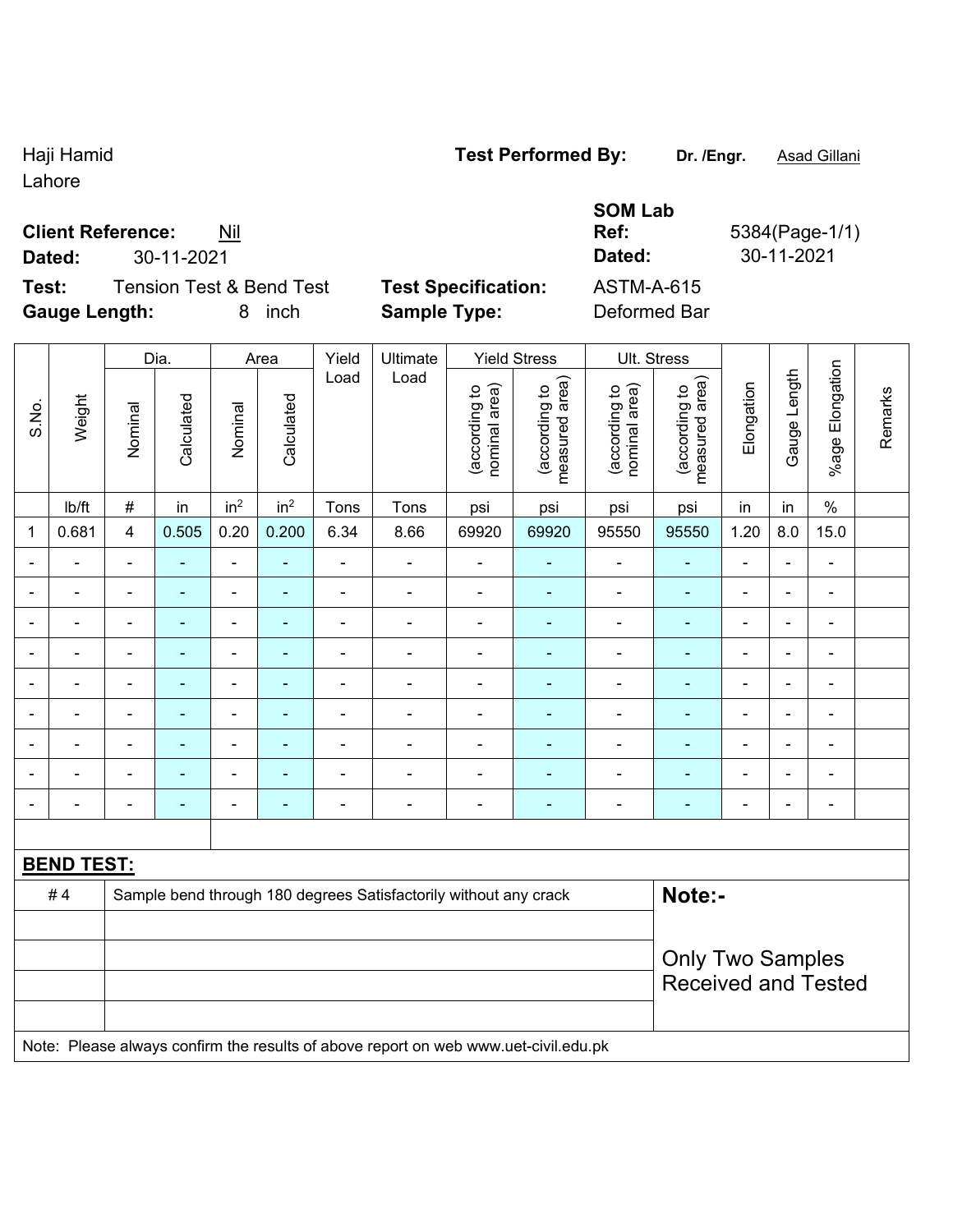Haji Hamid
Lahore

**Test Performed By:** **Dr. /Engr.** Asad Gillani

**SOM Lab**

**Client Reference:** Nil
**Dated:** 30-11-2021

**Ref:** 5384(Page-1/1)
**Dated:** 30-11-2021

**Test:** Tension Test & Bend Test
**Gauge Length:** 8 inch

**Test Specification:** ASTM-A-615
**Sample Type:** Deformed Bar

| S.No. | Weight | Dia. | | Area | | Yield Load | Ultimate Load | Yield Stress | | Ult. Stress | | Elongation | Gauge Length | %age Elongation | Remarks |
|---|---|---|---|---|---|---|---|---|---|---|---|---|---|---|---|
| | | Nominal | Calculated | Nominal | Calculated | | | (according to nominal area) | (according to measured area) | (according to nominal area) | (according to measured area) | | | | |
| | lb/ft | # | in | $in^2$ | $in^2$ | Tons | Tons | psi | psi | psi | psi | in | in | % | |
| 1 | 0.681 | 4 | 0.505 | 0.20 | 0.200 | 6.34 | 8.66 | 69920 | 69920 | 95550 | 95550 | 1.20 | 8.0 | 15.0 | |
| - | - | - | - | - | - | - | - | - | - | - | - | - | - | - | |
| - | - | - | - | - | - | - | - | - | - | - | - | - | - | - | |
| - | - | - | - | - | - | - | - | - | - | - | - | - | - | - | |
| - | - | - | - | - | - | - | - | - | - | - | - | - | - | - | |
| - | - | - | - | - | - | - | - | - | - | - | - | - | - | - | |
| - | - | - | - | - | - | - | - | - | - | - | - | - | - | - | |
| - | - | - | - | - | - | - | - | - | - | - | - | - | - | - | |
| - | - | - | - | - | - | - | - | - | - | - | - | - | - | - | |
| - | - | - | - | - | - | - | - | - | - | - | - | - | - | - | |

**BEND TEST:**

| | | |
|---|---|---|
| # 4 | Sample bend through 180 degrees Satisfactorily without any crack | **Note:-** Only Two Samples Received and Tested |
| | | |
| | | |
| | | |
| | | |

Note: Please always confirm the results of above report on web www.uet-civil.edu.pk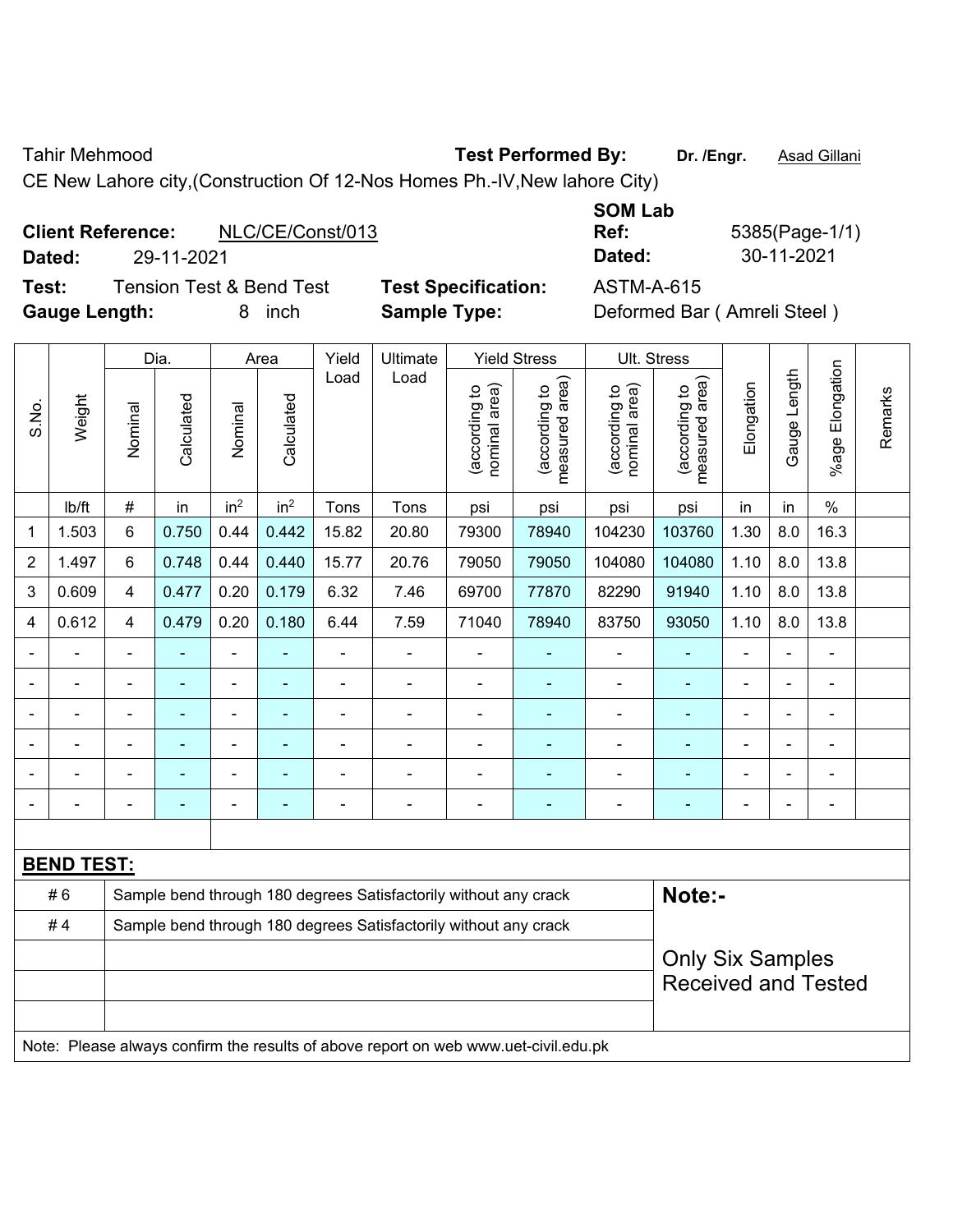Tahir Mehmood **Test Performed By:** **Dr. /Engr.** Asad Gillani

CE New Lahore city,(Construction Of 12-Nos Homes Ph.-IV,New lahore City)

**Client Reference:** NLC/CE/Const/013 **SOM Lab Ref:** 5385(Page-1/1)

**Dated:** 29-11-2021 **Dated:** 30-11-2021

**Test:** Tension Test & Bend Test **Test Specification:** ASTM-A-615

**Gauge Length:** 8 inch **Sample Type:** Deformed Bar ( Amreli Steel )

| S.No. | Weight | Dia. | | Area | | Yield Load | Ultimate Load | Yield Stress | | Ult. Stress | | Elongation | Gauge Length | %age Elongation | Remarks |
|---|---|---|---|---|---|---|---|---|---|---|---|---|---|---|---|
| | | Nominal | Calculated | Nominal | Calculated | | | (according to nominal area) | (according to measured area) | (according to nominal area) | (according to measured area) | | | | |
| | lb/ft | # | in | $in^2$ | $in^2$ | Tons | Tons | psi | psi | psi | psi | in | in | % | |
| 1 | 1.503 | 6 | 0.750 | 0.44 | 0.442 | 15.82 | 20.80 | 79300 | 78940 | 104230 | 103760 | 1.30 | 8.0 | 16.3 | |
| 2 | 1.497 | 6 | 0.748 | 0.44 | 0.440 | 15.77 | 20.76 | 79050 | 79050 | 104080 | 104080 | 1.10 | 8.0 | 13.8 | |
| 3 | 0.609 | 4 | 0.477 | 0.20 | 0.179 | 6.32 | 7.46 | 69700 | 77870 | 82290 | 91940 | 1.10 | 8.0 | 13.8 | |
| 4 | 0.612 | 4 | 0.479 | 0.20 | 0.180 | 6.44 | 7.59 | 71040 | 78940 | 83750 | 93050 | 1.10 | 8.0 | 13.8 | |
| - | - | - | - | - | - | - | - | - | - | - | - | - | - | - | |
| - | - | - | - | - | - | - | - | - | - | - | - | - | - | - | |
| - | - | - | - | - | - | - | - | - | - | - | - | - | - | - | |
| - | - | - | - | - | - | - | - | - | - | - | - | - | - | - | |
| - | - | - | - | - | - | - | - | - | - | - | - | - | - | - | |
| - | - | - | - | - | - | - | - | - | - | - | - | - | - | - | |

**BEND TEST:**

| | | |
|---|---|---|
| # 6 | Sample bend through 180 degrees Satisfactorily without any crack | **Note:-** |
| # 4 | Sample bend through 180 degrees Satisfactorily without any crack | Only Six Samples Received and Tested |

Note: Please always confirm the results of above report on web www.uet-civil.edu.pk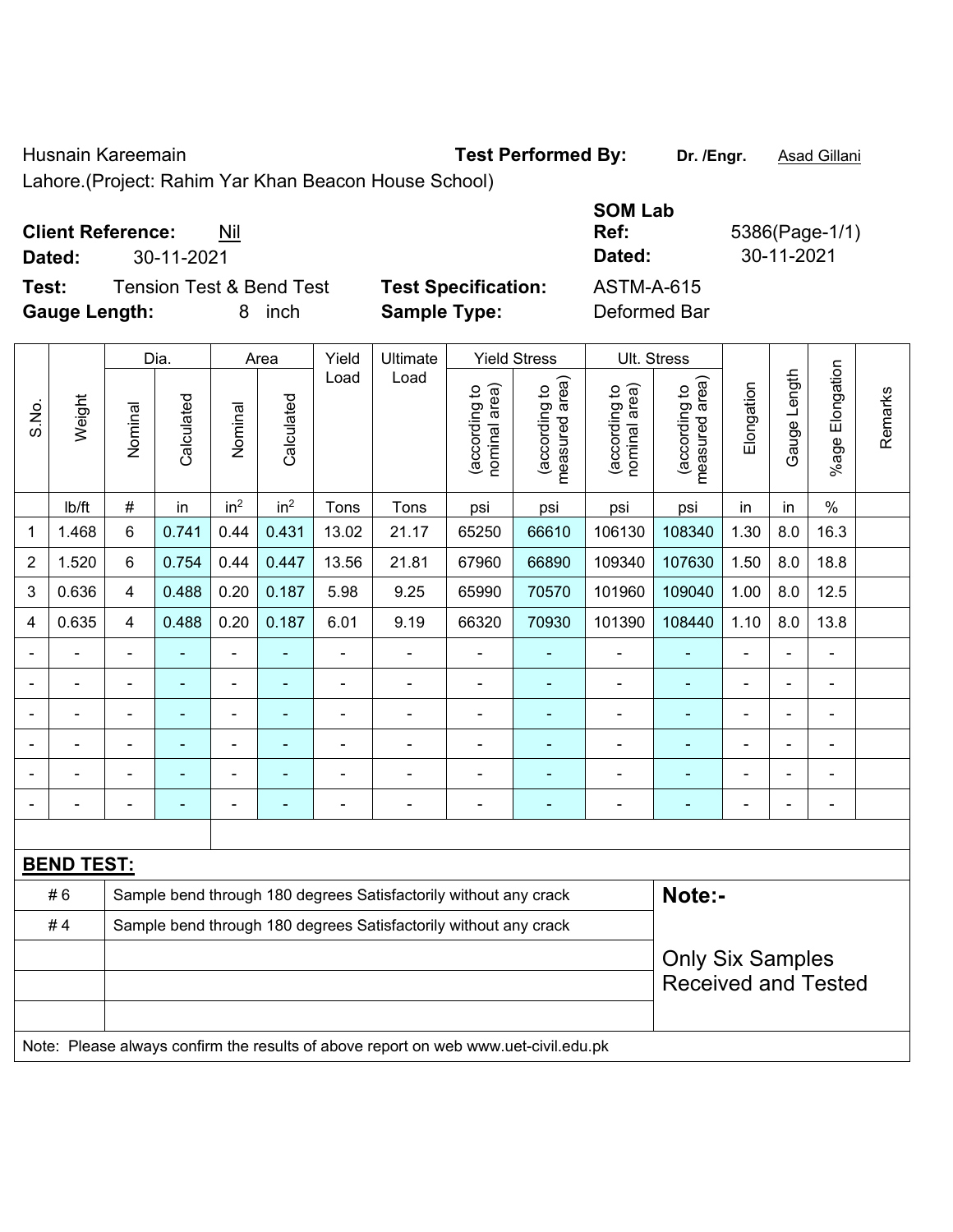Husnain Kareemain  
Lahore.(Project: Rahim Yar Khan Beacon House School)

**Test Performed By:** **Dr. /Engr.** Asad Gillani

**Client Reference:** Nil  
**Dated:** 30-11-2021

**SOM Lab Ref:** 5386(Page-1/1)  
**Dated:** 30-11-2021

**Test:** Tension Test & Bend Test  
**Gauge Length:** 8 inch

**Test Specification:** ASTM-A-615  
**Sample Type:** Deformed Bar

| S.No. | Weight | Dia. | | Area | | Yield Load | Ultimate Load | Yield Stress | | Ult. Stress | | Elongation | Gauge Length | %age Elongation | Remarks |
|---|---|---|---|---|---|---|---|---|---|---|---|---|---|---|---|
| | | Nominal | Calculated | Nominal | Calculated | | | (according to nominal area) | (according to measured area) | (according to nominal area) | (according to measured area) | | | | |
| | lb/ft | # | in | in$^2$ | in$^2$ | Tons | Tons | psi | psi | psi | psi | in | in | % | |
| 1 | 1.468 | 6 | 0.741 | 0.44 | 0.431 | 13.02 | 21.17 | 65250 | 66610 | 106130 | 108340 | 1.30 | 8.0 | 16.3 | |
| 2 | 1.520 | 6 | 0.754 | 0.44 | 0.447 | 13.56 | 21.81 | 67960 | 66890 | 109340 | 107630 | 1.50 | 8.0 | 18.8 | |
| 3 | 0.636 | 4 | 0.488 | 0.20 | 0.187 | 5.98 | 9.25 | 65990 | 70570 | 101960 | 109040 | 1.00 | 8.0 | 12.5 | |
| 4 | 0.635 | 4 | 0.488 | 0.20 | 0.187 | 6.01 | 9.19 | 66320 | 70930 | 101390 | 108440 | 1.10 | 8.0 | 13.8 | |
| - | - | - | - | - | - | - | - | - | - | - | - | - | - | - | |
| - | - | - | - | - | - | - | - | - | - | - | - | - | - | - | |
| - | - | - | - | - | - | - | - | - | - | - | - | - | - | - | |
| - | - | - | - | - | - | - | - | - | - | - | - | - | - | - | |
| - | - | - | - | - | - | - | - | - | - | - | - | - | - | - | |
| - | - | - | - | - | - | - | - | - | - | - | - | - | - | - | |

**BEND TEST:**

| | |
|---|---|
| # 6 | Sample bend through 180 degrees Satisfactorily without any crack |
| # 4 | Sample bend through 180 degrees Satisfactorily without any crack |

**Note:-**

Only Six Samples Received and Tested

Note: Please always confirm the results of above report on web www.uet-civil.edu.pk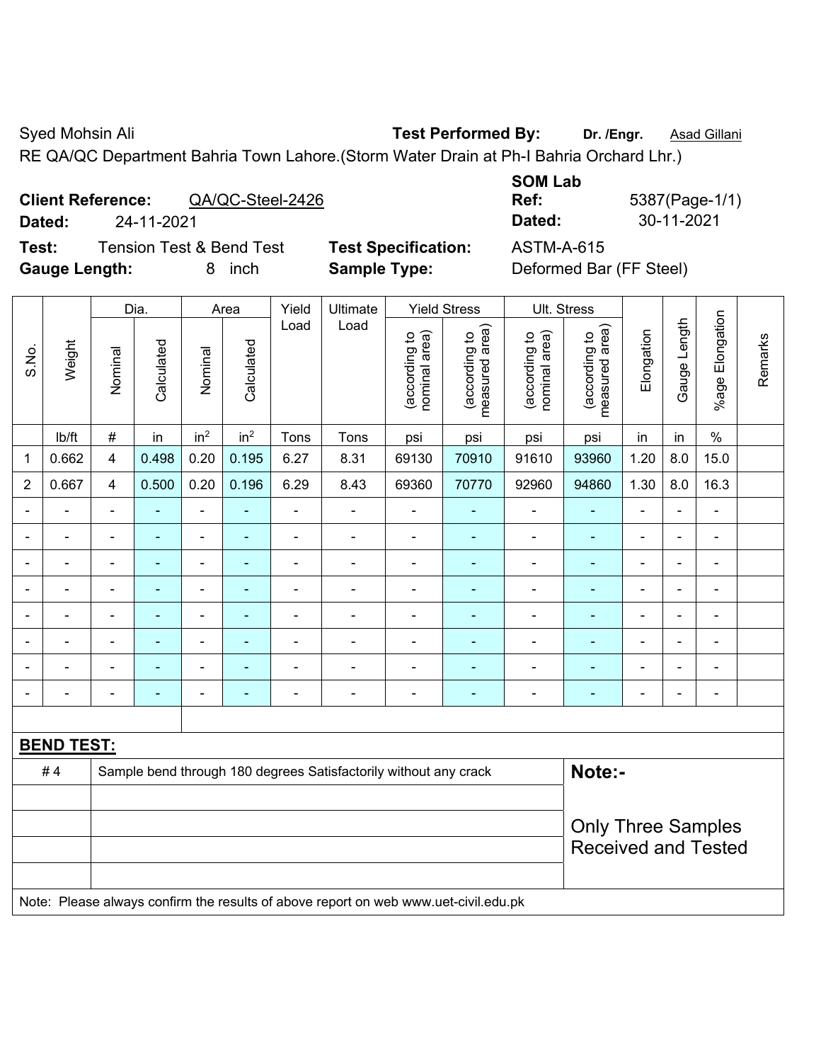Syed Mohsin Ali **Test Performed By:** **Dr. /Engr.** Asad Gillani

RE QA/QC Department Bahria Town Lahore.(Storm Water Drain at Ph-I Bahria Orchard Lhr.)

**Client Reference:** QA/QC-Steel-2426 **SOM Lab Ref:** 5387(Page-1/1)

**Dated:** 24-11-2021 **Dated:** 30-11-2021

**Test:** Tension Test & Bend Test **Test Specification:** ASTM-A-615

**Gauge Length:** 8 inch **Sample Type:** Deformed Bar (FF Steel)

| S.No. | Weight | Dia. | | Area | | Yield Load | Ultimate Load | Yield Stress | | Ult. Stress | | Elongation | Gauge Length | %age Elongation | Remarks |
|---|---|---|---|---|---|---|---|---|---|---|---|---|---|---|---|
| | | Nominal | Calculated | Nominal | Calculated | | | (according to nominal area) | (according to measured area) | (according to nominal area) | (according to measured area) | | | | |
| | lb/ft | # | in | $in^2$ | $in^2$ | Tons | Tons | psi | psi | psi | psi | in | in | % | |
| 1 | 0.662 | 4 | 0.498 | 0.20 | 0.195 | 6.27 | 8.31 | 69130 | 70910 | 91610 | 93960 | 1.20 | 8.0 | 15.0 | |
| 2 | 0.667 | 4 | 0.500 | 0.20 | 0.196 | 6.29 | 8.43 | 69360 | 70770 | 92960 | 94860 | 1.30 | 8.0 | 16.3 | |
| - | - | - | - | - | - | - | - | - | - | - | - | - | - | - | |
| - | - | - | - | - | - | - | - | - | - | - | - | - | - | - | |
| - | - | - | - | - | - | - | - | - | - | - | - | - | - | - | |
| - | - | - | - | - | - | - | - | - | - | - | - | - | - | - | |
| - | - | - | - | - | - | - | - | - | - | - | - | - | - | - | |
| - | - | - | - | - | - | - | - | - | - | - | - | - | - | - | |
| - | - | - | - | - | - | - | - | - | - | - | - | - | - | - | |
| - | - | - | - | - | - | - | - | - | - | - | - | - | - | - | |

**BEND TEST:**

| | | |
|---|---|---|
| # 4 | Sample bend through 180 degrees Satisfactorily without any crack | **Note:-** |
| | | Only Three Samples Received and Tested |

Note: Please always confirm the results of above report on web www.uet-civil.edu.pk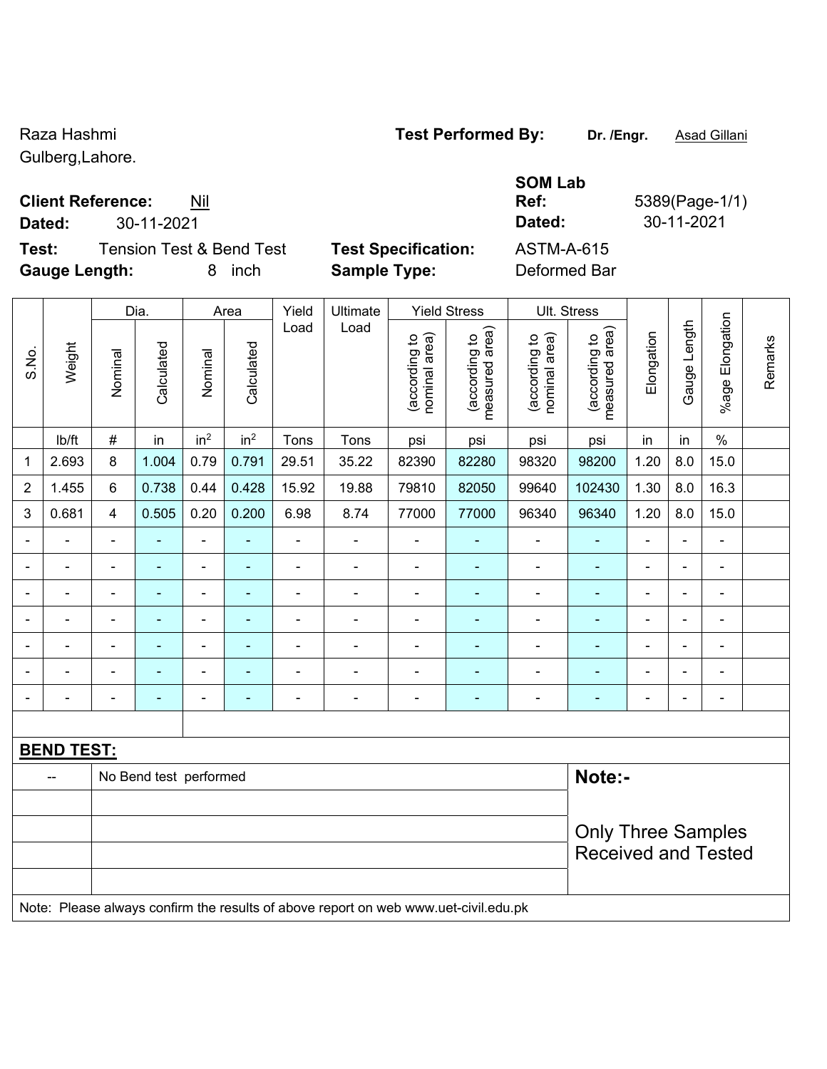Raza Hashmi
Gulberg,Lahore.

**Test Performed By:** **Dr. /Engr.** Asad Gillani

**Client Reference:** Nil
**Dated:** 30-11-2021

**SOM Lab Ref:** 5389(Page-1/1)
**Dated:** 30-11-2021

**Test:** Tension Test & Bend Test
**Gauge Length:** 8 inch

**Test Specification:** ASTM-A-615
**Sample Type:** Deformed Bar

| S.No. | Weight | Dia. | | Area | | Yield Load | Ultimate Load | Yield Stress | | Ult. Stress | | Elongation | Gauge Length | %age Elongation | Remarks |
|---|---|---|---|---|---|---|---|---|---|---|---|---|---|---|---|
| | | Nominal | Calculated | Nominal | Calculated | | | (according to nominal area) | (according to measured area) | (according to nominal area) | (according to measured area) | | | | |
| | lb/ft | # | in | $in^2$ | $in^2$ | Tons | Tons | psi | psi | psi | psi | in | in | % | |
| 1 | 2.693 | 8 | 1.004 | 0.79 | 0.791 | 29.51 | 35.22 | 82390 | 82280 | 98320 | 98200 | 1.20 | 8.0 | 15.0 | |
| 2 | 1.455 | 6 | 0.738 | 0.44 | 0.428 | 15.92 | 19.88 | 79810 | 82050 | 99640 | 102430 | 1.30 | 8.0 | 16.3 | |
| 3 | 0.681 | 4 | 0.505 | 0.20 | 0.200 | 6.98 | 8.74 | 77000 | 77000 | 96340 | 96340 | 1.20 | 8.0 | 15.0 | |
| - | - | - | - | - | - | - | - | - | - | - | - | - | - | - | |
| - | - | - | - | - | - | - | - | - | - | - | - | - | - | - | |
| - | - | - | - | - | - | - | - | - | - | - | - | - | - | - | |
| - | - | - | - | - | - | - | - | - | - | - | - | - | - | - | |
| - | - | - | - | - | - | - | - | - | - | - | - | - | - | - | |
| - | - | - | - | - | - | - | - | - | - | - | - | - | - | - | |
| - | - | - | - | - | - | - | - | - | - | - | - | - | - | - | |

**BEND TEST:**

| | | |
|---|---|---|
| -- | No Bend test performed | **Note:-** |
| | | Only Three Samples Received and Tested |

Note: Please always confirm the results of above report on web www.uet-civil.edu.pk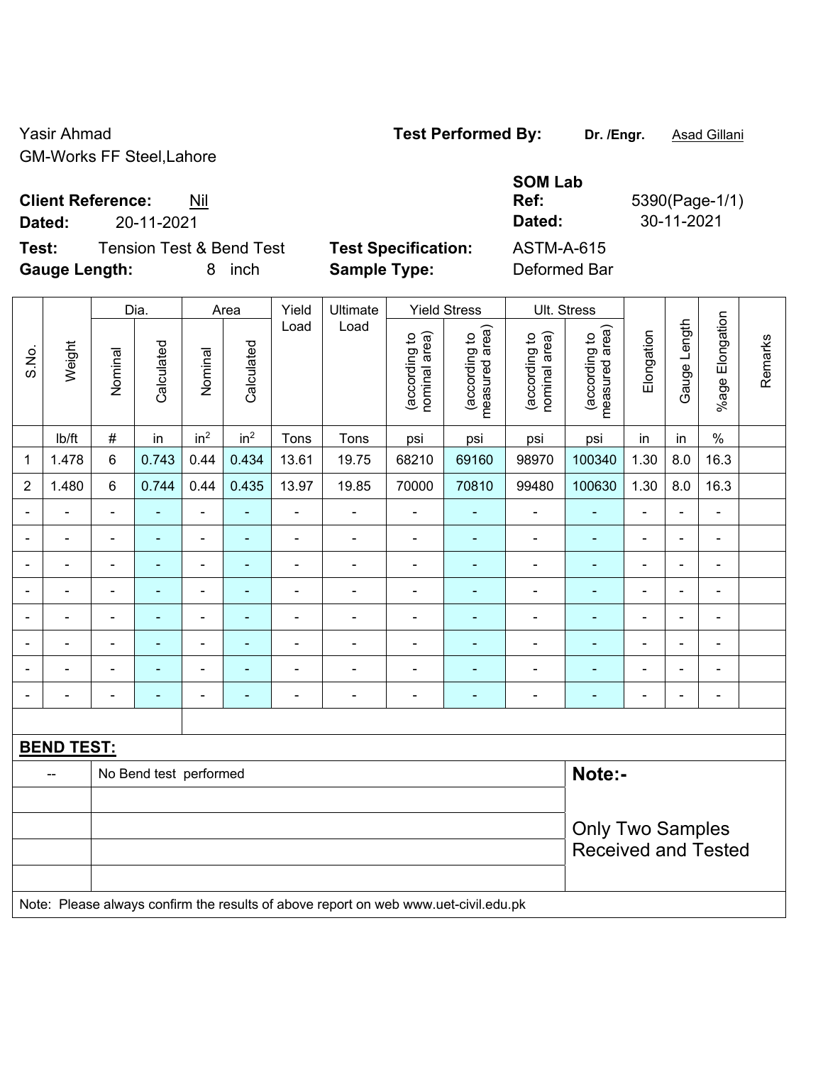Yasir Ahmad
GM-Works FF Steel,Lahore

**Test Performed By:** **Dr. /Engr.** Asad Gillani

**SOM Lab**

**Client Reference:** Nil
**Dated:** 20-11-2021

**Ref:** 5390(Page-1/1)
**Dated:** 30-11-2021

**Test:** Tension Test & Bend Test
**Gauge Length:** 8 inch

**Test Specification:** ASTM-A-615
**Sample Type:** Deformed Bar

| S.No. | Weight | Dia. | | Area | | Yield Load | Ultimate Load | Yield Stress | | Ult. Stress | | Elongation | Gauge Length | %age Elongation | Remarks |
|---|---|---|---|---|---|---|---|---|---|---|---|---|---|---|---|
| | | Nominal | Calculated | Nominal | Calculated | | | (according to nominal area) | (according to measured area) | (according to nominal area) | (according to measured area) | | | | |
| | lb/ft | # | in | $in^2$ | $in^2$ | Tons | Tons | psi | psi | psi | psi | in | in | % | |
| 1 | 1.478 | 6 | 0.743 | 0.44 | 0.434 | 13.61 | 19.75 | 68210 | 69160 | 98970 | 100340 | 1.30 | 8.0 | 16.3 | |
| 2 | 1.480 | 6 | 0.744 | 0.44 | 0.435 | 13.97 | 19.85 | 70000 | 70810 | 99480 | 100630 | 1.30 | 8.0 | 16.3 | |
| - | - | - | - | - | - | - | - | - | - | - | - | - | - | - | |
| - | - | - | - | - | - | - | - | - | - | - | - | - | - | - | |
| - | - | - | - | - | - | - | - | - | - | - | - | - | - | - | |
| - | - | - | - | - | - | - | - | - | - | - | - | - | - | - | |
| - | - | - | - | - | - | - | - | - | - | - | - | - | - | - | |
| - | - | - | - | - | - | - | - | - | - | - | - | - | - | - | |
| - | - | - | - | - | - | - | - | - | - | - | - | - | - | - | |
| - | - | - | - | - | - | - | - | - | - | - | - | - | - | - | |

**BEND TEST:**

| | | |
|---|---|---|
| -- | No Bend test performed | **Note:-** |
| | | Only Two Samples Received and Tested |

Note: Please always confirm the results of above report on web www.uet-civil.edu.pk